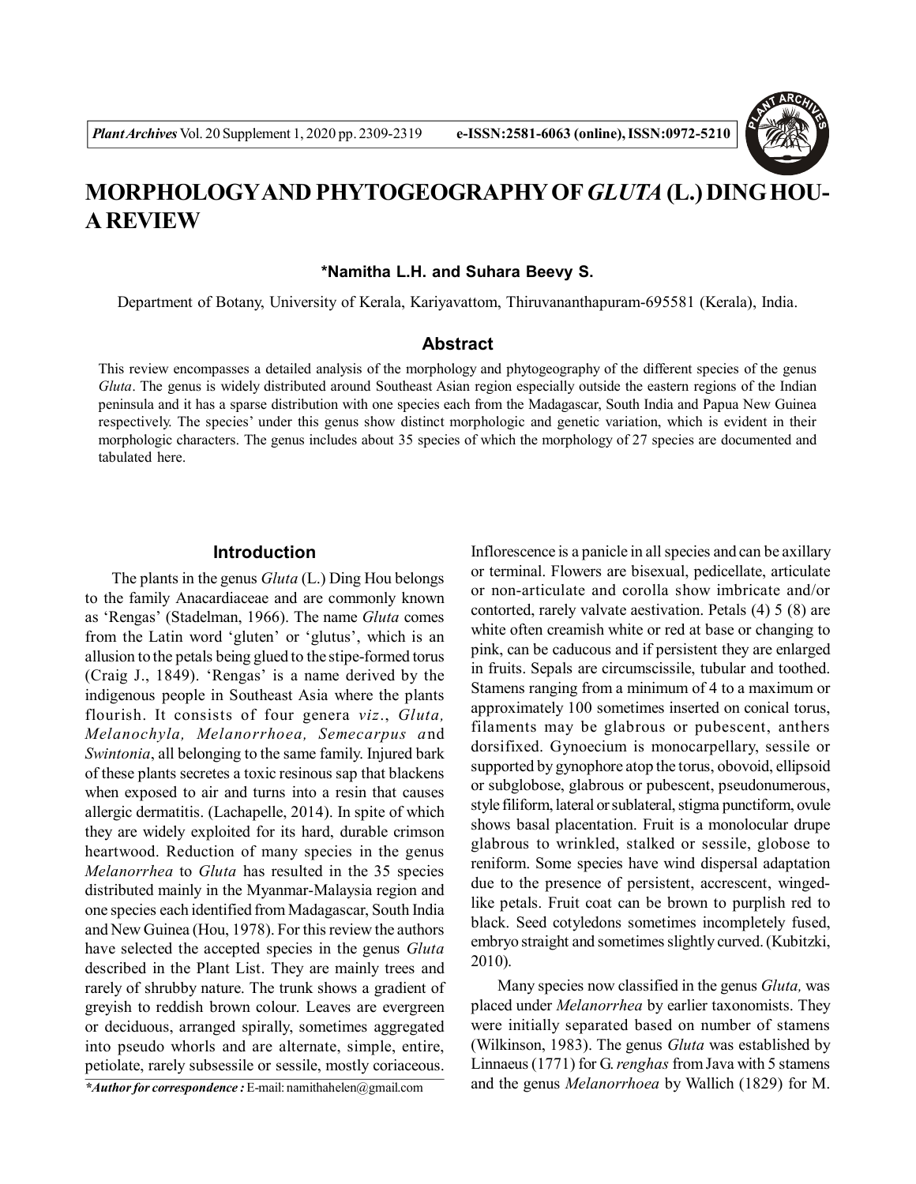# MORPHOLOGY AND PHYTOGEOGRAPHY OF *GLUTA* (L.) DING HOU-A REVIEW

**\*Namitha L.H. and Suhara Beevy S.**

Department of Botany, University of Kerala, Kariyavattom, Thiruvananthapuram-695581 (Kerala), India.

## Abstract

This review encompasses a detailed analysis of the morphology and phytogeography of the different species of the genus *Gluta*. The genus is widely distributed around Southeast Asian region especially outside the eastern regions of the Indian peninsula and it has a sparse distribution with one species each from the Madagascar, South India and Papua New Guinea respectively. The species' under this genus show distinct morphologic and genetic variation, which is evident in their morphologic characters. The genus includes about 35 species of which the morphology of 27 species are documented and tabulated here.

## Introduction

The plants in the genus *Gluta* (L.) Ding Hou belongs to the family Anacardiaceae and are commonly known as 'Rengas' (Stadelman, 1966). The name *Gluta* comes from the Latin word 'gluten' or 'glutus', which is an allusion to the petals being glued to the stipe-formed torus (Craig J., 1849). 'Rengas' is a name derived by the indigenous people in Southeast Asia where the plants flourish. It consists of four genera *viz*., *Gluta, Melanochyla, Melanorrhoea, Semecarpus a*nd *Swintonia*, all belonging to the same family. Injured bark of these plants secretes a toxic resinous sap that blackens when exposed to air and turns into a resin that causes allergic dermatitis. (Lachapelle, 2014). In spite of which they are widely exploited for its hard, durable crimson heartwood. Reduction of many species in the genus *Melanorrhea* to *Gluta* has resulted in the 35 species distributed mainly in the Myanmar-Malaysia region and one species each identified from Madagascar, South India and New Guinea (Hou, 1978). For this review the authors have selected the accepted species in the genus *Gluta* described in the Plant List. They are mainly trees and rarely of shrubby nature. The trunk shows a gradient of greyish to reddish brown colour. Leaves are evergreen or deciduous, arranged spirally, sometimes aggregated into pseudo whorls and are alternate, simple, entire, petiolate, rarely subsessile or sessile, mostly coriaceous. Inflorescence is a panicle in all species and can be axillary or terminal. Flowers are bisexual, pedicellate, articulate or non-articulate and corolla show imbricate and/or contorted, rarely valvate aestivation. Petals (4) 5 (8) are white often creamish white or red at base or changing to pink, can be caducous and if persistent they are enlarged in fruits. Sepals are circumscissile, tubular and toothed. Stamens ranging from a minimum of 4 to a maximum or approximately 100 sometimes inserted on conical torus, filaments may be glabrous or pubescent, anthers dorsifixed. Gynoecium is monocarpellary, sessile or supported by gynophore atop the torus, obovoid, ellipsoid or subglobose, glabrous or pubescent, pseudonumerous, style filiform, lateral or sublateral, stigma punctiform, ovule shows basal placentation. Fruit is a monolocular drupe glabrous to wrinkled, stalked or sessile, globose to reniform. Some species have wind dispersal adaptation due to the presence of persistent, accrescent, winged-like petals. Fruit coat can be brown to purplish red to black. Seed cotyledons sometimes incompletely fused, embryo straight and sometimes slightly curved. (Kubitzki, 2010).

Many species now classified in the genus *Gluta,* was placed under *Melanorrhea* by earlier taxonomists. They were initially separated based on number of stamens (Wilkinson, 1983). The genus *Gluta* was established by Linnaeus (1771) for G. *renghas* from Java with 5 stamens and the genus *Melanorrhoea* by Wallich (1829) for M.

*\*Author for correspondence :* E-mail: namithahelen@gmail.com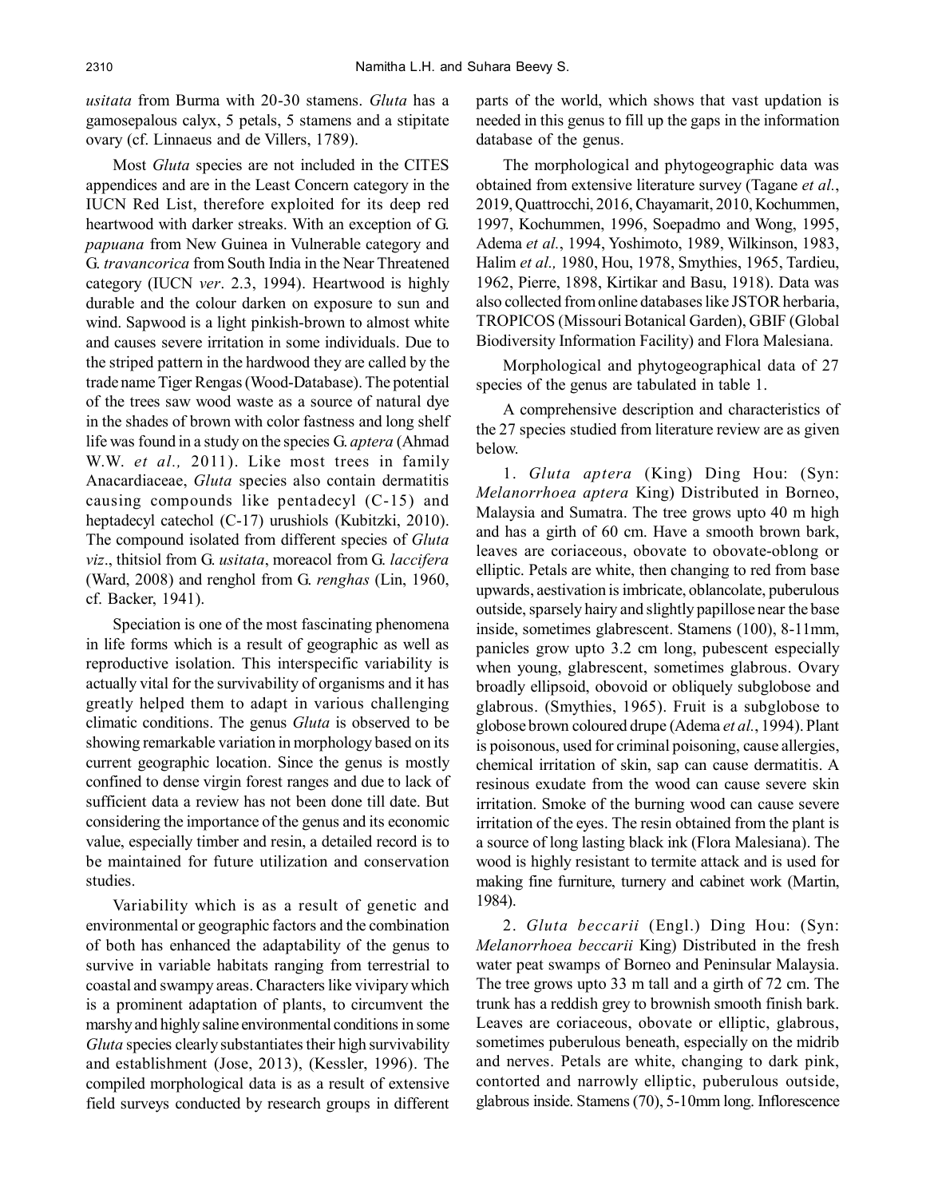*usitata* from Burma with 20-30 stamens. *Gluta* has a gamosepalous calyx, 5 petals, 5 stamens and a stipitate ovary (cf. Linnaeus and de Villers, 1789).

Most *Gluta* species are not included in the CITES appendices and are in the Least Concern category in the IUCN Red List, therefore exploited for its deep red heartwood with darker streaks. With an exception of G. *papuana* from New Guinea in Vulnerable category and G. *travancorica* from South India in the Near Threatened category (IUCN *ver*. 2.3, 1994). Heartwood is highly durable and the colour darken on exposure to sun and wind. Sapwood is a light pinkish-brown to almost white and causes severe irritation in some individuals. Due to the striped pattern in the hardwood they are called by the trade name Tiger Rengas (Wood-Database). The potential of the trees saw wood waste as a source of natural dye in the shades of brown with color fastness and long shelf life was found in a study on the species G. *aptera* (Ahmad W.W. *et al.,* 2011). Like most trees in family Anacardiaceae, *Gluta* species also contain dermatitis causing compounds like pentadecyl (C-15) and heptadecyl catechol (C-17) urushiols (Kubitzki, 2010). The compound isolated from different species of *Gluta viz*., thitsiol from G. *usitata*, moreacol from G. *laccifera* (Ward, 2008) and renghol from G. *renghas* (Lin, 1960, cf. Backer, 1941).

Speciation is one of the most fascinating phenomena in life forms which is a result of geographic as well as reproductive isolation. This interspecific variability is actually vital for the survivability of organisms and it has greatly helped them to adapt in various challenging climatic conditions. The genus *Gluta* is observed to be showing remarkable variation in morphology based on its current geographic location. Since the genus is mostly confined to dense virgin forest ranges and due to lack of sufficient data a review has not been done till date. But considering the importance of the genus and its economic value, especially timber and resin, a detailed record is to be maintained for future utilization and conservation studies.

Variability which is as a result of genetic and environmental or geographic factors and the combination of both has enhanced the adaptability of the genus to survive in variable habitats ranging from terrestrial to coastal and swampy areas. Characters like vivipary which is a prominent adaptation of plants, to circumvent the marshy and highly saline environmental conditions in some *Gluta* species clearly substantiates their high survivability and establishment (Jose, 2013), (Kessler, 1996). The compiled morphological data is as a result of extensive field surveys conducted by research groups in different parts of the world, which shows that vast updation is needed in this genus to fill up the gaps in the information database of the genus.

The morphological and phytogeographic data was obtained from extensive literature survey (Tagane *et al.*, 2019, Quattrocchi, 2016, Chayamarit, 2010, Kochummen, 1997, Kochummen, 1996, Soepadmo and Wong, 1995, Adema *et al.*, 1994, Yoshimoto, 1989, Wilkinson, 1983, Halim *et al.,* 1980, Hou, 1978, Smythies, 1965, Tardieu, 1962, Pierre, 1898, Kirtikar and Basu, 1918). Data was also collected from online databases like JSTOR herbaria, TROPICOS (Missouri Botanical Garden), GBIF (Global Biodiversity Information Facility) and Flora Malesiana.

Morphological and phytogeographical data of 27 species of the genus are tabulated in table 1.

A comprehensive description and characteristics of the 27 species studied from literature review are as given below.

1. *Gluta aptera* (King) Ding Hou: (Syn: *Melanorrhoea aptera* King) Distributed in Borneo, Malaysia and Sumatra. The tree grows upto 40 m high and has a girth of 60 cm. Have a smooth brown bark, leaves are coriaceous, obovate to obovate-oblong or elliptic. Petals are white, then changing to red from base upwards, aestivation is imbricate, oblancolate, puberulous outside, sparsely hairy and slightly papillose near the base inside, sometimes glabrescent. Stamens (100), 8-11mm, panicles grow upto 3.2 cm long, pubescent especially when young, glabrescent, sometimes glabrous. Ovary broadly ellipsoid, obovoid or obliquely subglobose and glabrous. (Smythies, 1965). Fruit is a subglobose to globose brown coloured drupe (Adema *et al.*, 1994). Plant is poisonous, used for criminal poisoning, cause allergies, chemical irritation of skin, sap can cause dermatitis. A resinous exudate from the wood can cause severe skin irritation. Smoke of the burning wood can cause severe irritation of the eyes. The resin obtained from the plant is a source of long lasting black ink (Flora Malesiana). The wood is highly resistant to termite attack and is used for making fine furniture, turnery and cabinet work (Martin, 1984).

2. *Gluta beccarii* (Engl.) Ding Hou: (Syn: *Melanorrhoea beccarii* King) Distributed in the fresh water peat swamps of Borneo and Peninsular Malaysia. The tree grows upto 33 m tall and a girth of 72 cm. The trunk has a reddish grey to brownish smooth finish bark. Leaves are coriaceous, obovate or elliptic, glabrous, sometimes puberulous beneath, especially on the midrib and nerves. Petals are white, changing to dark pink, contorted and narrowly elliptic, puberulous outside, glabrous inside. Stamens (70), 5-10mm long. Inflorescence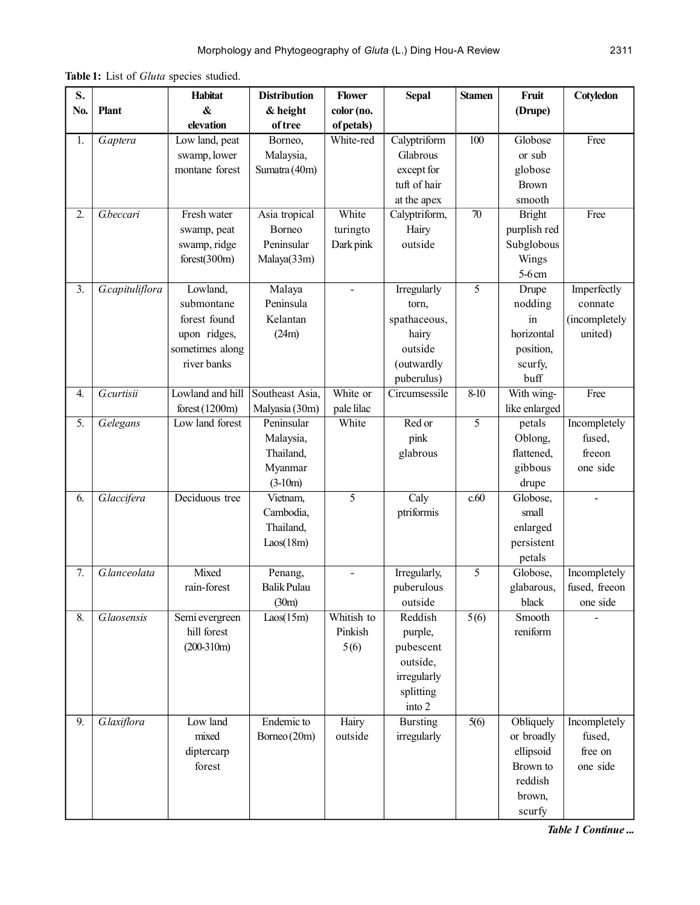**Table 1:** List of *Gluta* species studied.

| S. No. | Plant | Habitat & elevation | Distribution & height of tree | Flower color (no. of petals) | Sepal | Stamen | Fruit (Drupe) | Cotyledon |
|---|---|---|---|---|---|---|---|---|
| 1. | *G.aptera* | Low land, peat swamp, lower montane forest | Borneo, Malaysia, Sumatra (40m) | White-red | Calyptriform Glabrous except for tuft of hair at the apex | 100 | Globose or sub globose Brown smooth | Free |
| 2. | *G.beccari* | Fresh water swamp, peat swamp, ridge forest(300m) | Asia tropical Borneo Peninsular Malaya(33m) | White turingto Dark pink | Calyptriform, Hairy outside | 70 | Bright purplish red Subglobous Wings 5-6 cm | Free |
| 3. | *G.capituliflora* | Lowland, submontane forest found upon ridges, sometimes along river banks | Malaya Peninsula Kelantan (24m) | - | Irregularly torn, spathaceous, hairy outside (outwardly puberulus) | 5 | Drupe nodding in horizontal position, scurfy, buff | Imperfectly connate (incompletely united) |
| 4. | *G.curtisii* | Lowland and hill forest (1200m) | Southeast Asia, Malyasia (30m) | White or pale lilac | Circumsessile | 8-10 | With wing-like enlarged | Free |
| 5. | *G.elegans* | Low land forest | Peninsular Malaysia, Thailand, Myanmar (3-10m) | White | Red or pink glabrous | 5 | petals Oblong, flattened, gibbous drupe | Incompletely fused, freeon one side |
| 6. | *G.laccifera* | Deciduous tree | Vietnam, Cambodia, Thailand, Laos(18m) | 5 | Caly ptriformis | c.60 | Globose, small enlarged persistent petals | - |
| 7. | *G.lanceolata* | Mixed rain-forest | Penang, Balik Pulau (30m) | - | Irregularly, puberulous outside | 5 | Globose, glabarous, black | Incompletely fused, freeon one side |
| 8. | *G.laosensis* | Semi evergreen hill forest (200-310m) | Laos(15m) | Whitish to Pinkish 5(6) | Reddish purple, pubescent outside, irregularly splitting into 2 | 5(6) | Smooth reniform | - |
| 9. | *G.laxiflora* | Low land mixed diptercarp forest | Endemic to Borneo (20m) | Hairy outside | Bursting irregularly | 5(6) | Obliquely or broadly ellipsoid Brown to reddish brown, scurfy | Incompletely fused, free on one side |

***Table 1 Continue ...***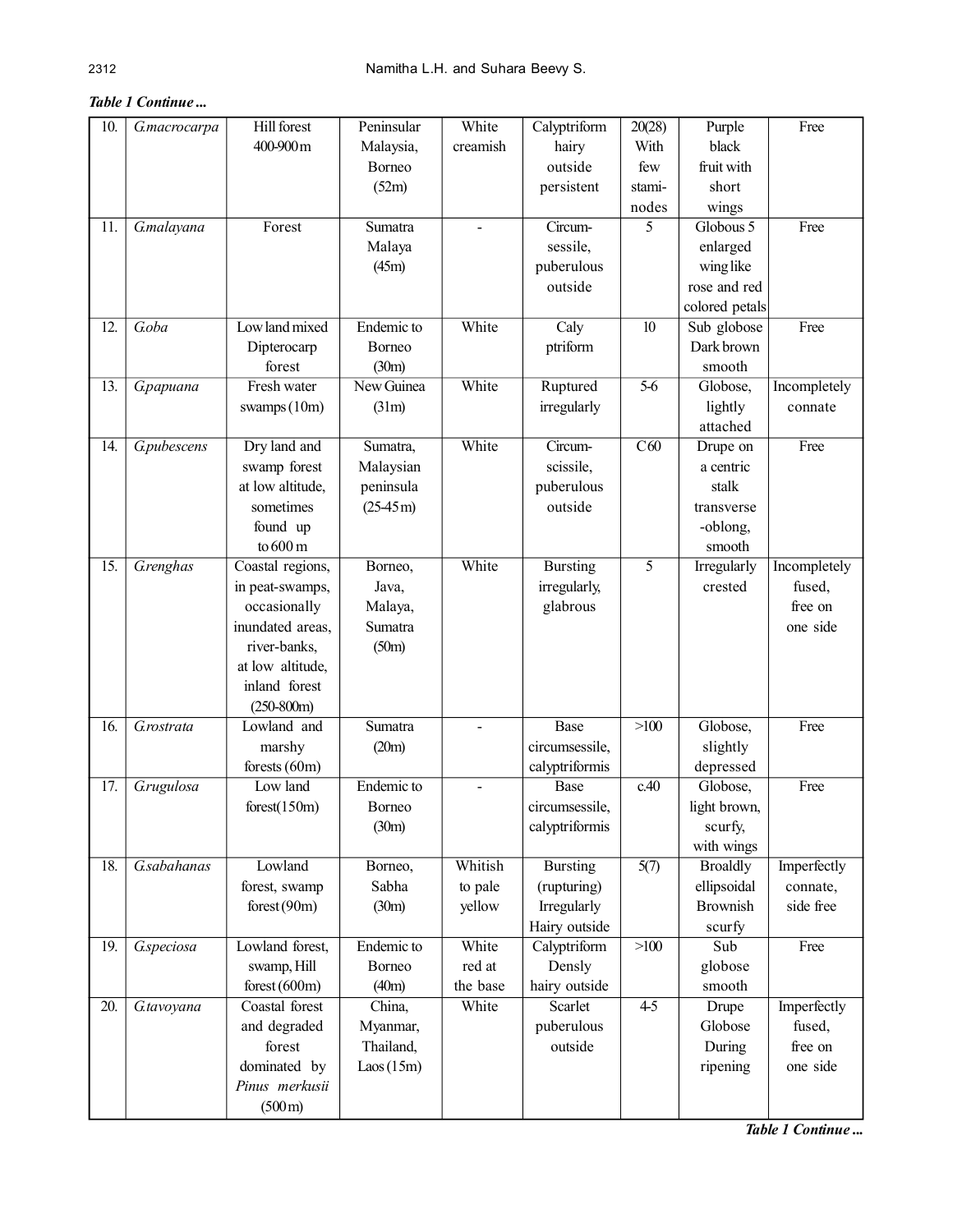*Table 1 Continue ...*

| | | | | | | | | |
|---|---|---|---|---|---|---|---|---|
| 10. | *G.macrocarpa* | Hill forest 400-900 m | Peninsular Malaysia, Borneo (52m) | White creamish | Calyptriform hairy outside persistent | 20(28) With few stami-nodes | Purple black fruit with short wings | Free |
| 11. | *G.malayana* | Forest | Sumatra Malaya (45m) | - | Circum-sessile, puberulous outside | 5 | Globous 5 enlarged wing like rose and red colored petals | Free |
| 12. | *G.oba* | Low land mixed Dipterocarp forest | Endemic to Borneo (30m) | White | Caly ptriform | 10 | Sub globose Dark brown smooth | Free |
| 13. | *G.papuana* | Fresh water swamps (10m) | New Guinea (31m) | White | Ruptured irregularly | 5-6 | Globose, lightly attached | Incompletely connate |
| 14. | *G.pubescens* | Dry land and swamp forest at low altitude, sometimes found up to 600 m | Sumatra, Malaysian peninsula (25-45 m) | White | Circum-scissile, puberulous outside | C60 | Drupe on a centric stalk transverse -oblong, smooth | Free |
| 15. | *G.renghas* | Coastal regions, in peat-swamps, occasionally inundated areas, river-banks, at low altitude, inland forest (250-800m) | Borneo, Java, Malaya, Sumatra (50m) | White | Bursting irregularly, glabrous | 5 | Irregularly crested | Incompletely fused, free on one side |
| 16. | *G.rostrata* | Lowland and marshy forests (60m) | Sumatra (20m) | - | Base circumsessile, calyptriformis | >100 | Globose, slightly depressed | Free |
| 17. | *G.rugulosa* | Low land forest(150m) | Endemic to Borneo (30m) | - | Base circumsessile, calyptriformis | c.40 | Globose, light brown, scurfy, with wings | Free |
| 18. | *G.sabahanas* | Lowland forest, swamp forest (90m) | Borneo, Sabha (30m) | Whitish to pale yellow | Bursting (rupturing) Irregularly Hairy outside | 5(7) | Broaldly ellipsoidal Brownish scurfy | Imperfectly connate, side free |
| 19. | *G.speciosa* | Lowland forest, swamp, Hill forest (600m) | Endemic to Borneo (40m) | White red at the base | Calyptriform Densly hairy outside | >100 | Sub globose smooth | Free |
| 20. | *G.tavoyana* | Coastal forest and degraded forest dominated by *Pinus merkusii* (500 m) | China, Myanmar, Thailand, Laos (15m) | White | Scarlet puberulous outside | 4-5 | Drupe Globose During ripening | Imperfectly fused, free on one side |

*Table 1 Continue ...*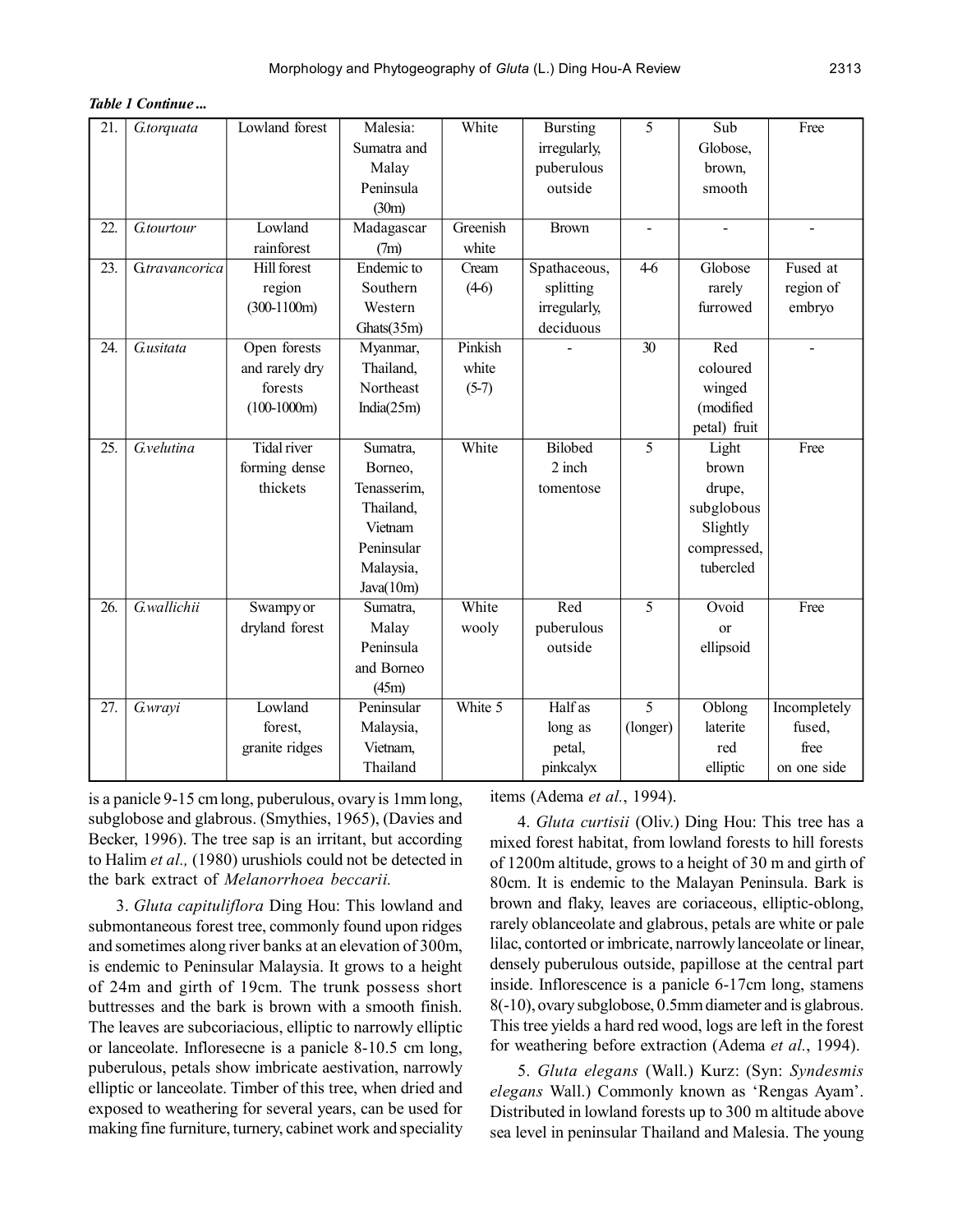*Table 1 Continue ...*

| | | | | | | | | |
|---|---|---|---|---|---|---|---|---|
| 21. | *G.torquata* | Lowland forest | Malesia: Sumatra and Malay Peninsula (30m) | White | Bursting irregularly, puberulous outside | 5 | Sub Globose, brown, smooth | Free |
| 22. | *G.tourtour* | Lowland rainforest | Madagascar (7m) | Greenish white | Brown | - | - | - |
| 23. | *G.travancorica* | Hill forest region (300-1100m) | Endemic to Southern Western Ghats(35m) | Cream (4-6) | Spathaceous, splitting irregularly, deciduous | 4-6 | Globose rarely furrowed | Fused at region of embryo |
| 24. | *G.usitata* | Open forests and rarely dry forests (100-1000m) | Myanmar, Thailand, Northeast India(25m) | Pinkish white (5-7) | - | 30 | Red coloured winged (modified petal) fruit | - |
| 25. | *G.velutina* | Tidal river forming dense thickets | Sumatra, Borneo, Tenasserim, Thailand, Vietnam Peninsular Malaysia, Java(10m) | White | Bilobed 2 inch tomentose | 5 | Light brown drupe, subglobous Slightly compressed, tubercled | Free |
| 26. | *G.wallichii* | Swampy or dryland forest | Sumatra, Malay Peninsula and Borneo (45m) | White wooly | Red puberulous outside | 5 | Ovoid or ellipsoid | Free |
| 27. | *G.wrayi* | Lowland forest, granite ridges | Peninsular Malaysia, Vietnam, Thailand | White 5 | Half as long as petal, pinkcalyx | 5 (longer) | Oblong laterite red elliptic | Incompletely fused, free on one side |

is a panicle 9-15 cm long, puberulous, ovary is 1mm long, subglobose and glabrous. (Smythies, 1965), (Davies and Becker, 1996). The tree sap is an irritant, but according to Halim *et al.,* (1980) urushiols could not be detected in the bark extract of *Melanorrhoea beccarii.*

3. *Gluta capituliflora* Ding Hou: This lowland and submontaneous forest tree, commonly found upon ridges and sometimes along river banks at an elevation of 300m, is endemic to Peninsular Malaysia. It grows to a height of 24m and girth of 19cm. The trunk possess short buttresses and the bark is brown with a smooth finish. The leaves are subcoriacious, elliptic to narrowly elliptic or lanceolate. Infloresecne is a panicle 8-10.5 cm long, puberulous, petals show imbricate aestivation, narrowly elliptic or lanceolate. Timber of this tree, when dried and exposed to weathering for several years, can be used for making fine furniture, turnery, cabinet work and speciality items (Adema *et al.*, 1994).

4. *Gluta curtisii* (Oliv.) Ding Hou: This tree has a mixed forest habitat, from lowland forests to hill forests of 1200m altitude, grows to a height of 30 m and girth of 80cm. It is endemic to the Malayan Peninsula. Bark is brown and flaky, leaves are coriaceous, elliptic-oblong, rarely oblanceolate and glabrous, petals are white or pale lilac, contorted or imbricate, narrowly lanceolate or linear, densely puberulous outside, papillose at the central part inside. Inflorescence is a panicle 6-17cm long, stamens 8(-10), ovary subglobose, 0.5mm diameter and is glabrous. This tree yields a hard red wood, logs are left in the forest for weathering before extraction (Adema *et al.*, 1994).

5. *Gluta elegans* (Wall.) Kurz: (Syn: *Syndesmis elegans* Wall.) Commonly known as 'Rengas Ayam'. Distributed in lowland forests up to 300 m altitude above sea level in peninsular Thailand and Malesia. The young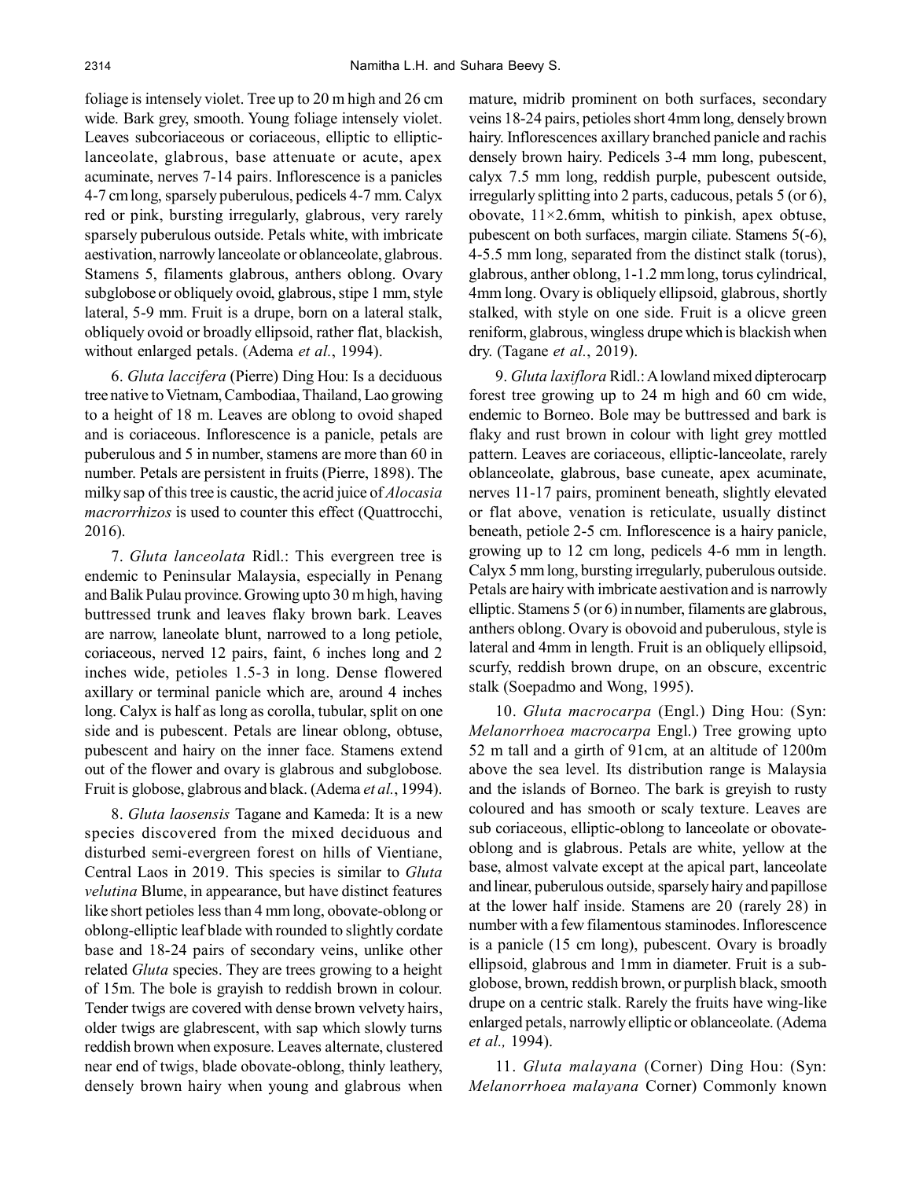foliage is intensely violet. Tree up to 20 m high and 26 cm wide. Bark grey, smooth. Young foliage intensely violet. Leaves subcoriaceous or coriaceous, elliptic to elliptic-lanceolate, glabrous, base attenuate or acute, apex acuminate, nerves 7-14 pairs. Inflorescence is a panicles 4-7 cm long, sparsely puberulous, pedicels 4-7 mm. Calyx red or pink, bursting irregularly, glabrous, very rarely sparsely puberulous outside. Petals white, with imbricate aestivation, narrowly lanceolate or oblanceolate, glabrous. Stamens 5, filaments glabrous, anthers oblong. Ovary subglobose or obliquely ovoid, glabrous, stipe 1 mm, style lateral, 5-9 mm. Fruit is a drupe, born on a lateral stalk, obliquely ovoid or broadly ellipsoid, rather flat, blackish, without enlarged petals. (Adema *et al.*, 1994).

6. *Gluta laccifera* (Pierre) Ding Hou: Is a deciduous tree native to Vietnam, Cambodiaa, Thailand, Lao growing to a height of 18 m. Leaves are oblong to ovoid shaped and is coriaceous. Inflorescence is a panicle, petals are puberulous and 5 in number, stamens are more than 60 in number. Petals are persistent in fruits (Pierre, 1898). The milky sap of this tree is caustic, the acrid juice of *Alocasia macrorrhizos* is used to counter this effect (Quattrocchi, 2016).

7. *Gluta lanceolata* Ridl.: This evergreen tree is endemic to Peninsular Malaysia, especially in Penang and Balik Pulau province. Growing upto 30 m high, having buttressed trunk and leaves flaky brown bark. Leaves are narrow, laneolate blunt, narrowed to a long petiole, coriaceous, nerved 12 pairs, faint, 6 inches long and 2 inches wide, petioles 1.5-3 in long. Dense flowered axillary or terminal panicle which are, around 4 inches long. Calyx is half as long as corolla, tubular, split on one side and is pubescent. Petals are linear oblong, obtuse, pubescent and hairy on the inner face. Stamens extend out of the flower and ovary is glabrous and subglobose. Fruit is globose, glabrous and black. (Adema *et al.*, 1994).

8. *Gluta laosensis* Tagane and Kameda: It is a new species discovered from the mixed deciduous and disturbed semi-evergreen forest on hills of Vientiane, Central Laos in 2019. This species is similar to *Gluta velutina* Blume, in appearance, but have distinct features like short petioles less than 4 mm long, obovate-oblong or oblong-elliptic leaf blade with rounded to slightly cordate base and 18-24 pairs of secondary veins, unlike other related *Gluta* species. They are trees growing to a height of 15m. The bole is grayish to reddish brown in colour. Tender twigs are covered with dense brown velvety hairs, older twigs are glabrescent, with sap which slowly turns reddish brown when exposure. Leaves alternate, clustered near end of twigs, blade obovate-oblong, thinly leathery, densely brown hairy when young and glabrous when mature, midrib prominent on both surfaces, secondary veins 18-24 pairs, petioles short 4mm long, densely brown hairy. Inflorescences axillary branched panicle and rachis densely brown hairy. Pedicels 3-4 mm long, pubescent, calyx 7.5 mm long, reddish purple, pubescent outside, irregularly splitting into 2 parts, caducous, petals 5 (or 6), obovate, 11×2.6mm, whitish to pinkish, apex obtuse, pubescent on both surfaces, margin ciliate. Stamens 5(-6), 4-5.5 mm long, separated from the distinct stalk (torus), glabrous, anther oblong, 1-1.2 mm long, torus cylindrical, 4mm long. Ovary is obliquely ellipsoid, glabrous, shortly stalked, with style on one side. Fruit is a olicve green reniform, glabrous, wingless drupe which is blackish when dry. (Tagane *et al.*, 2019).

9. *Gluta laxiflora* Ridl.: A lowland mixed dipterocarp forest tree growing up to 24 m high and 60 cm wide, endemic to Borneo. Bole may be buttressed and bark is flaky and rust brown in colour with light grey mottled pattern. Leaves are coriaceous, elliptic-lanceolate, rarely oblanceolate, glabrous, base cuneate, apex acuminate, nerves 11-17 pairs, prominent beneath, slightly elevated or flat above, venation is reticulate, usually distinct beneath, petiole 2-5 cm. Inflorescence is a hairy panicle, growing up to 12 cm long, pedicels 4-6 mm in length. Calyx 5 mm long, bursting irregularly, puberulous outside. Petals are hairy with imbricate aestivation and is narrowly elliptic. Stamens 5 (or 6) in number, filaments are glabrous, anthers oblong. Ovary is obovoid and puberulous, style is lateral and 4mm in length. Fruit is an obliquely ellipsoid, scurfy, reddish brown drupe, on an obscure, excentric stalk (Soepadmo and Wong, 1995).

10. *Gluta macrocarpa* (Engl.) Ding Hou: (Syn: *Melanorrhoea macrocarpa* Engl.) Tree growing upto 52 m tall and a girth of 91cm, at an altitude of 1200m above the sea level. Its distribution range is Malaysia and the islands of Borneo. The bark is greyish to rusty coloured and has smooth or scaly texture. Leaves are sub coriaceous, elliptic-oblong to lanceolate or obovate-oblong and is glabrous. Petals are white, yellow at the base, almost valvate except at the apical part, lanceolate and linear, puberulous outside, sparsely hairy and papillose at the lower half inside. Stamens are 20 (rarely 28) in number with a few filamentous staminodes. Inflorescence is a panicle (15 cm long), pubescent. Ovary is broadly ellipsoid, glabrous and 1mm in diameter. Fruit is a sub-globose, brown, reddish brown, or purplish black, smooth drupe on a centric stalk. Rarely the fruits have wing-like enlarged petals, narrowly elliptic or oblanceolate. (Adema *et al.,* 1994).

11. *Gluta malayana* (Corner) Ding Hou: (Syn: *Melanorrhoea malayana* Corner) Commonly known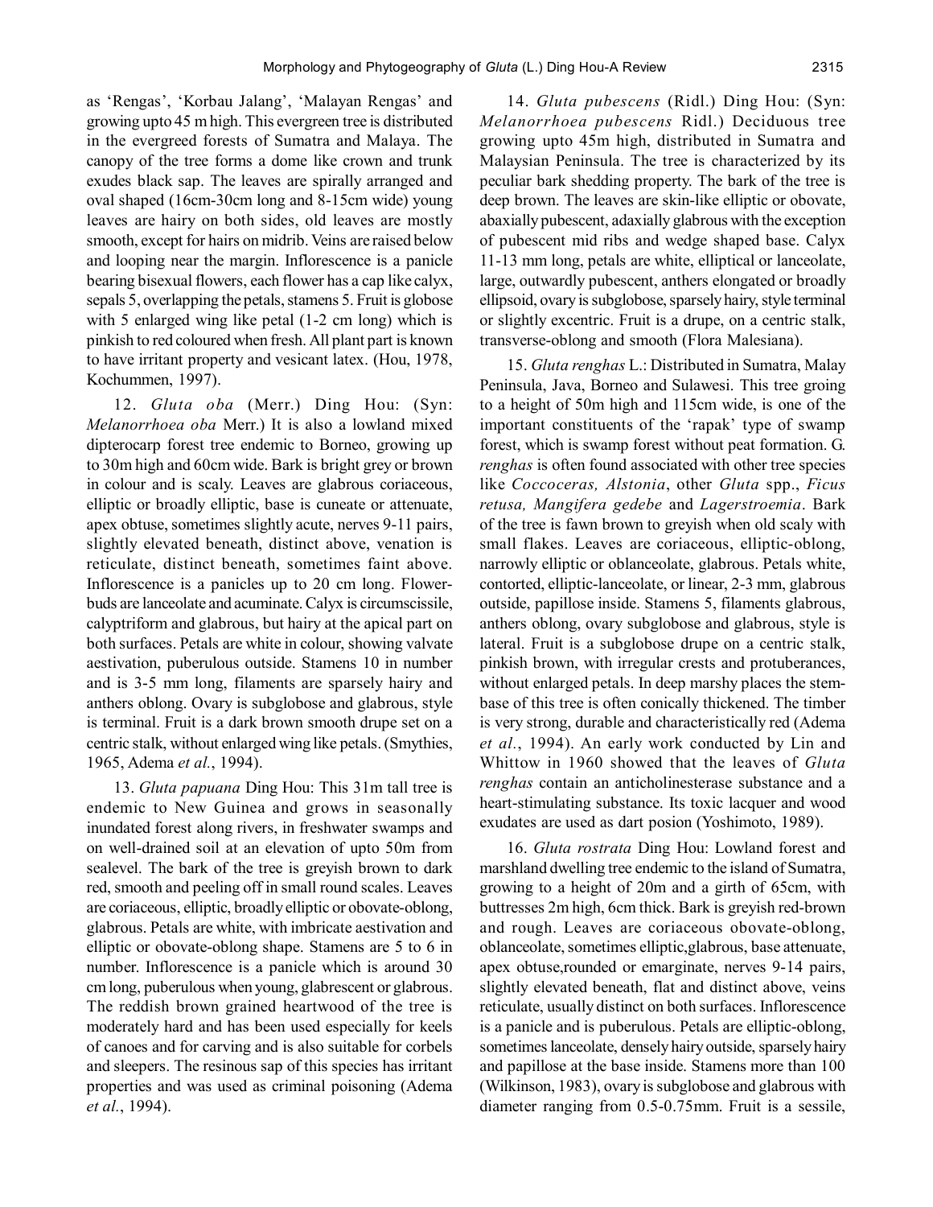as 'Rengas', 'Korbau Jalang', 'Malayan Rengas' and growing upto 45 m high. This evergreen tree is distributed in the evergreed forests of Sumatra and Malaya. The canopy of the tree forms a dome like crown and trunk exudes black sap. The leaves are spirally arranged and oval shaped (16cm-30cm long and 8-15cm wide) young leaves are hairy on both sides, old leaves are mostly smooth, except for hairs on midrib. Veins are raised below and looping near the margin. Inflorescence is a panicle bearing bisexual flowers, each flower has a cap like calyx, sepals 5, overlapping the petals, stamens 5. Fruit is globose with 5 enlarged wing like petal (1-2 cm long) which is pinkish to red coloured when fresh. All plant part is known to have irritant property and vesicant latex. (Hou, 1978, Kochummen, 1997).

12. *Gluta oba* (Merr.) Ding Hou: (Syn: *Melanorrhoea oba* Merr.) It is also a lowland mixed dipterocarp forest tree endemic to Borneo, growing up to 30m high and 60cm wide. Bark is bright grey or brown in colour and is scaly. Leaves are glabrous coriaceous, elliptic or broadly elliptic, base is cuneate or attenuate, apex obtuse, sometimes slightly acute, nerves 9-11 pairs, slightly elevated beneath, distinct above, venation is reticulate, distinct beneath, sometimes faint above. Inflorescence is a panicles up to 20 cm long. Flower-buds are lanceolate and acuminate. Calyx is circumscissile, calyptriform and glabrous, but hairy at the apical part on both surfaces. Petals are white in colour, showing valvate aestivation, puberulous outside. Stamens 10 in number and is 3-5 mm long, filaments are sparsely hairy and anthers oblong. Ovary is subglobse and glabrous, style is terminal. Fruit is a dark brown smooth drupe set on a centric stalk, without enlarged wing like petals. (Smythies, 1965, Adema *et al.*, 1994).

13. *Gluta papuana* Ding Hou: This 31m tall tree is endemic to New Guinea and grows in seasonally inundated forest along rivers, in freshwater swamps and on well-drained soil at an elevation of upto 50m from sealevel. The bark of the tree is greyish brown to dark red, smooth and peeling off in small round scales. Leaves are coriaceous, elliptic, broadly elliptic or obovate-oblong, glabrous. Petals are white, with imbricate aestivation and elliptic or obovate-oblong shape. Stamens are 5 to 6 in number. Inflorescence is a panicle which is around 30 cm long, puberulous when young, glabrescent or glabrous. The reddish brown grained heartwood of the tree is moderately hard and has been used especially for keels of canoes and for carving and is also suitable for corbels and sleepers. The resinous sap of this species has irritant properties and was used as criminal poisoning (Adema *et al.*, 1994).

14. *Gluta pubescens* (Ridl.) Ding Hou: (Syn: *Melanorrhoea pubescens* Ridl.) Deciduous tree growing upto 45m high, distributed in Sumatra and Malaysian Peninsula. The tree is characterized by its peculiar bark shedding property. The bark of the tree is deep brown. The leaves are skin-like elliptic or obovate, abaxially pubescent, adaxially glabrous with the exception of pubescent mid ribs and wedge shaped base. Calyx 11-13 mm long, petals are white, elliptical or lanceolate, large, outwardly pubescent, anthers elongated or broadly ellipsoid, ovary is subglobose, sparsely hairy, style terminal or slightly excentric. Fruit is a drupe, on a centric stalk, transverse-oblong and smooth (Flora Malesiana).

15. *Gluta renghas* L.: Distributed in Sumatra, Malay Peninsula, Java, Borneo and Sulawesi. This tree groing to a height of 50m high and 115cm wide, is one of the important constituents of the 'rapak' type of swamp forest, which is swamp forest without peat formation. *G. renghas* is often found associated with other tree species like *Coccoceras, Alstonia*, other *Gluta* spp., *Ficus retusa, Mangifera gedebe* and *Lagerstroemia*. Bark of the tree is fawn brown to greyish when old scaly with small flakes. Leaves are coriaceous, elliptic-oblong, narrowly elliptic or oblanceolate, glabrous. Petals white, contorted, elliptic-lanceolate, or linear, 2-3 mm, glabrous outside, papillose inside. Stamens 5, filaments glabrous, anthers oblong, ovary subglobose and glabrous, style is lateral. Fruit is a subglobose drupe on a centric stalk, pinkish brown, with irregular crests and protuberances, without enlarged petals. In deep marshy places the stem-base of this tree is often conically thickened. The timber is very strong, durable and characteristically red (Adema *et al.*, 1994). An early work conducted by Lin and Whittow in 1960 showed that the leaves of *Gluta renghas* contain an anticholinesterase substance and a heart-stimulating substance. Its toxic lacquer and wood exudates are used as dart posion (Yoshimoto, 1989).

16. *Gluta rostrata* Ding Hou: Lowland forest and marshland dwelling tree endemic to the island of Sumatra, growing to a height of 20m and a girth of 65cm, with buttresses 2m high, 6cm thick. Bark is greyish red-brown and rough. Leaves are coriaceous obovate-oblong, oblanceolate, sometimes elliptic,glabrous, base attenuate, apex obtuse,rounded or emarginate, nerves 9-14 pairs, slightly elevated beneath, flat and distinct above, veins reticulate, usually distinct on both surfaces. Inflorescence is a panicle and is puberulous. Petals are elliptic-oblong, sometimes lanceolate, densely hairy outside, sparsely hairy and papillose at the base inside. Stamens more than 100 (Wilkinson, 1983), ovary is subglobose and glabrous with diameter ranging from 0.5-0.75mm. Fruit is a sessile,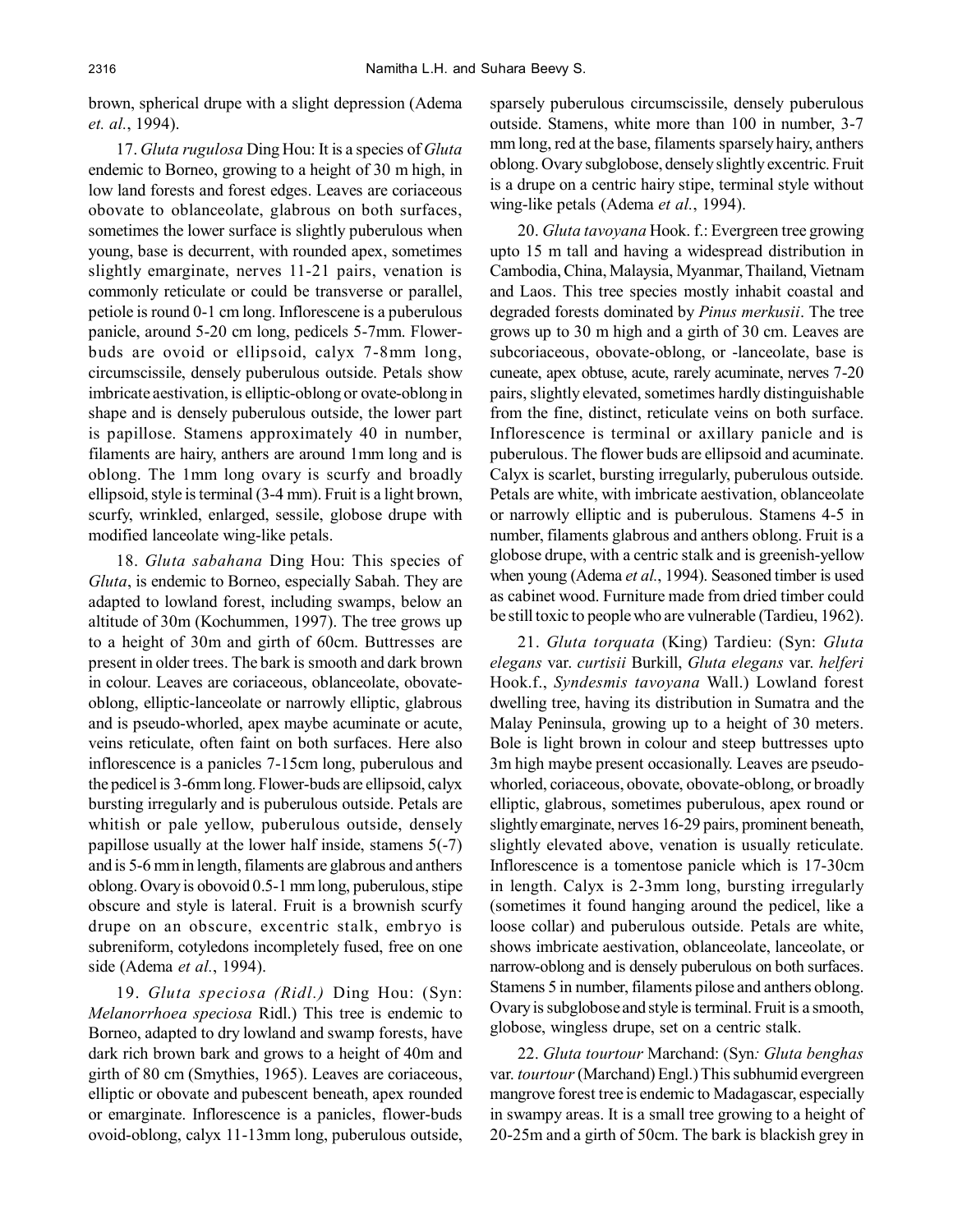brown, spherical drupe with a slight depression (Adema *et. al.*, 1994).

17. *Gluta rugulosa* Ding Hou: It is a species of *Gluta* endemic to Borneo, growing to a height of 30 m high, in low land forests and forest edges. Leaves are coriaceous obovate to oblanceolate, glabrous on both surfaces, sometimes the lower surface is slightly puberulous when young, base is decurrent, with rounded apex, sometimes slightly emarginate, nerves 11-21 pairs, venation is commonly reticulate or could be transverse or parallel, petiole is round 0-1 cm long. Inflorescene is a puberulous panicle, around 5-20 cm long, pedicels 5-7mm. Flower-buds are ovoid or ellipsoid, calyx 7-8mm long, circumscissile, densely puberulous outside. Petals show imbricate aestivation, is elliptic-oblong or ovate-oblong in shape and is densely puberulous outside, the lower part is papillose. Stamens approximately 40 in number, filaments are hairy, anthers are around 1mm long and is oblong. The 1mm long ovary is scurfy and broadly ellipsoid, style is terminal (3-4 mm). Fruit is a light brown, scurfy, wrinkled, enlarged, sessile, globose drupe with modified lanceolate wing-like petals.

18. *Gluta sabahana* Ding Hou: This species of *Gluta*, is endemic to Borneo, especially Sabah. They are adapted to lowland forest, including swamps, below an altitude of 30m (Kochummen, 1997). The tree grows up to a height of 30m and girth of 60cm. Buttresses are present in older trees. The bark is smooth and dark brown in colour. Leaves are coriaceous, oblanceolate, obovate-oblong, elliptic-lanceolate or narrowly elliptic, glabrous and is pseudo-whorled, apex maybe acuminate or acute, veins reticulate, often faint on both surfaces. Here also inflorescence is a panicles 7-15cm long, puberulous and the pedicel is 3-6mm long. Flower-buds are ellipsoid, calyx bursting irregularly and is puberulous outside. Petals are whitish or pale yellow, puberulous outside, densely papillose usually at the lower half inside, stamens 5(-7) and is 5-6 mm in length, filaments are glabrous and anthers oblong. Ovary is obovoid 0.5-1 mm long, puberulous, stipe obscure and style is lateral. Fruit is a brownish scurfy drupe on an obscure, excentric stalk, embryo is subreniform, cotyledons incompletely fused, free on one side (Adema *et al.*, 1994).

19. *Gluta speciosa (Ridl.)* Ding Hou: (Syn: *Melanorrhoea speciosa* Ridl.) This tree is endemic to Borneo, adapted to dry lowland and swamp forests, have dark rich brown bark and grows to a height of 40m and girth of 80 cm (Smythies, 1965). Leaves are coriaceous, elliptic or obovate and pubescent beneath, apex rounded or emarginate. Inflorescence is a panicles, flower-buds ovoid-oblong, calyx 11-13mm long, puberulous outside, sparsely puberulous circumscissile, densely puberulous outside. Stamens, white more than 100 in number, 3-7 mm long, red at the base, filaments sparsely hairy, anthers oblong. Ovary subglobose, densely slightly excentric. Fruit is a drupe on a centric hairy stipe, terminal style without wing-like petals (Adema *et al.*, 1994).

20. *Gluta tavoyana* Hook. f.: Evergreen tree growing upto 15 m tall and having a widespread distribution in Cambodia, China, Malaysia, Myanmar, Thailand, Vietnam and Laos. This tree species mostly inhabit coastal and degraded forests dominated by *Pinus merkusii*. The tree grows up to 30 m high and a girth of 30 cm. Leaves are subcoriaceous, obovate-oblong, or -lanceolate, base is cuneate, apex obtuse, acute, rarely acuminate, nerves 7-20 pairs, slightly elevated, sometimes hardly distinguishable from the fine, distinct, reticulate veins on both surface. Inflorescence is terminal or axillary panicle and is puberulous. The flower buds are ellipsoid and acuminate. Calyx is scarlet, bursting irregularly, puberulous outside. Petals are white, with imbricate aestivation, oblanceolate or narrowly elliptic and is puberulous. Stamens 4-5 in number, filaments glabrous and anthers oblong. Fruit is a globose drupe, with a centric stalk and is greenish-yellow when young (Adema *et al.*, 1994). Seasoned timber is used as cabinet wood. Furniture made from dried timber could be still toxic to people who are vulnerable (Tardieu, 1962).

21. *Gluta torquata* (King) Tardieu: (Syn: *Gluta elegans* var. *curtisii* Burkill, *Gluta elegans* var. *helferi* Hook.f., *Syndesmis tavoyana* Wall.) Lowland forest dwelling tree, having its distribution in Sumatra and the Malay Peninsula, growing up to a height of 30 meters. Bole is light brown in colour and steep buttresses upto 3m high maybe present occasionally. Leaves are pseudo-whorled, coriaceous, obovate, obovate-oblong, or broadly elliptic, glabrous, sometimes puberulous, apex round or slightly emarginate, nerves 16-29 pairs, prominent beneath, slightly elevated above, venation is usually reticulate. Inflorescence is a tomentose panicle which is 17-30cm in length. Calyx is 2-3mm long, bursting irregularly (sometimes it found hanging around the pedicel, like a loose collar) and puberulous outside. Petals are white, shows imbricate aestivation, oblanceolate, lanceolate, or narrow-oblong and is densely puberulous on both surfaces. Stamens 5 in number, filaments pilose and anthers oblong. Ovary is subglobose and style is terminal. Fruit is a smooth, globose, wingless drupe, set on a centric stalk.

22. *Gluta tourtour* Marchand: (Syn*: Gluta benghas* var. *tourtour* (Marchand) Engl.) This subhumid evergreen mangrove forest tree is endemic to Madagascar, especially in swampy areas. It is a small tree growing to a height of 20-25m and a girth of 50cm. The bark is blackish grey in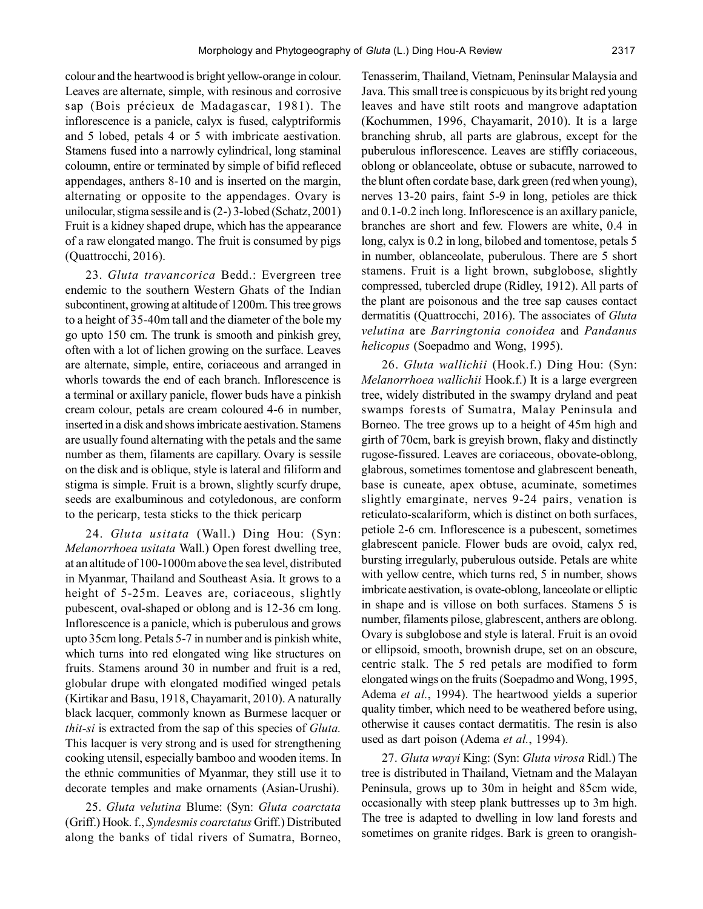colour and the heartwood is bright yellow-orange in colour. Leaves are alternate, simple, with resinous and corrosive sap (Bois précieux de Madagascar, 1981). The inflorescence is a panicle, calyx is fused, calyptriformis and 5 lobed, petals 4 or 5 with imbricate aestivation. Stamens fused into a narrowly cylindrical, long staminal coloumn, entire or terminated by simple of bifid refleced appendages, anthers 8-10 and is inserted on the margin, alternating or opposite to the appendages. Ovary is unilocular, stigma sessile and is (2-) 3-lobed (Schatz, 2001) Fruit is a kidney shaped drupe, which has the appearance of a raw elongated mango. The fruit is consumed by pigs (Quattrocchi, 2016).

23. *Gluta travancorica* Bedd.: Evergreen tree endemic to the southern Western Ghats of the Indian subcontinent, growing at altitude of 1200m. This tree grows to a height of 35-40m tall and the diameter of the bole my go upto 150 cm. The trunk is smooth and pinkish grey, often with a lot of lichen growing on the surface. Leaves are alternate, simple, entire, coriaceous and arranged in whorls towards the end of each branch. Inflorescence is a terminal or axillary panicle, flower buds have a pinkish cream colour, petals are cream coloured 4-6 in number, inserted in a disk and shows imbricate aestivation. Stamens are usually found alternating with the petals and the same number as them, filaments are capillary. Ovary is sessile on the disk and is oblique, style is lateral and filiform and stigma is simple. Fruit is a brown, slightly scurfy drupe, seeds are exalbuminous and cotyledonous, are conform to the pericarp, testa sticks to the thick pericarp

24. *Gluta usitata* (Wall.) Ding Hou: (Syn: *Melanorrhoea usitata* Wall.) Open forest dwelling tree, at an altitude of 100-1000m above the sea level, distributed in Myanmar, Thailand and Southeast Asia. It grows to a height of 5-25m. Leaves are, coriaceous, slightly pubescent, oval-shaped or oblong and is 12-36 cm long. Inflorescence is a panicle, which is puberulous and grows upto 35cm long. Petals 5-7 in number and is pinkish white, which turns into red elongated wing like structures on fruits. Stamens around 30 in number and fruit is a red, globular drupe with elongated modified winged petals (Kirtikar and Basu, 1918, Chayamarit, 2010). A naturally black lacquer, commonly known as Burmese lacquer or *thit-si* is extracted from the sap of this species of *Gluta.* This lacquer is very strong and is used for strengthening cooking utensil, especially bamboo and wooden items. In the ethnic communities of Myanmar, they still use it to decorate temples and make ornaments (Asian-Urushi).

25. *Gluta velutina* Blume: (Syn: *Gluta coarctata* (Griff.) Hook. f., *Syndesmis coarctatus* Griff.) Distributed along the banks of tidal rivers of Sumatra, Borneo, Tenasserim, Thailand, Vietnam, Peninsular Malaysia and Java. This small tree is conspicuous by its bright red young leaves and have stilt roots and mangrove adaptation (Kochummen, 1996, Chayamarit, 2010). It is a large branching shrub, all parts are glabrous, except for the puberulous inflorescence. Leaves are stiffly coriaceous, oblong or oblanceolate, obtuse or subacute, narrowed to the blunt often cordate base, dark green (red when young), nerves 13-20 pairs, faint 5-9 in long, petioles are thick and 0.1-0.2 inch long. Inflorescence is an axillary panicle, branches are short and few. Flowers are white, 0.4 in long, calyx is 0.2 in long, bilobed and tomentose, petals 5 in number, oblanceolate, puberulous. There are 5 short stamens. Fruit is a light brown, subglobose, slightly compressed, tubercled drupe (Ridley, 1912). All parts of the plant are poisonous and the tree sap causes contact dermatitis (Quattrocchi, 2016). The associates of *Gluta velutina* are *Barringtonia conoidea* and *Pandanus helicopus* (Soepadmo and Wong, 1995).

26. *Gluta wallichii* (Hook.f.) Ding Hou: (Syn: *Melanorrhoea wallichii* Hook.f.) It is a large evergreen tree, widely distributed in the swampy dryland and peat swamps forests of Sumatra, Malay Peninsula and Borneo. The tree grows up to a height of 45m high and girth of 70cm, bark is greyish brown, flaky and distinctly rugose-fissured. Leaves are coriaceous, obovate-oblong, glabrous, sometimes tomentose and glabrescent beneath, base is cuneate, apex obtuse, acuminate, sometimes slightly emarginate, nerves 9-24 pairs, venation is reticulato-scalariform, which is distinct on both surfaces, petiole 2-6 cm. Inflorescence is a pubescent, sometimes glabrescent panicle. Flower buds are ovoid, calyx red, bursting irregularly, puberulous outside. Petals are white with yellow centre, which turns red, 5 in number, shows imbricate aestivation, is ovate-oblong, lanceolate or elliptic in shape and is villose on both surfaces. Stamens 5 is number, filaments pilose, glabrescent, anthers are oblong. Ovary is subglobose and style is lateral. Fruit is an ovoid or ellipsoid, smooth, brownish drupe, set on an obscure, centric stalk. The 5 red petals are modified to form elongated wings on the fruits (Soepadmo and Wong, 1995, Adema *et al.*, 1994). The heartwood yields a superior quality timber, which need to be weathered before using, otherwise it causes contact dermatitis. The resin is also used as dart poison (Adema *et al.*, 1994).

27. *Gluta wrayi* King: (Syn: *Gluta virosa* Ridl.) The tree is distributed in Thailand, Vietnam and the Malayan Peninsula, grows up to 30m in height and 85cm wide, occasionally with steep plank buttresses up to 3m high. The tree is adapted to dwelling in low land forests and sometimes on granite ridges. Bark is green to orangish-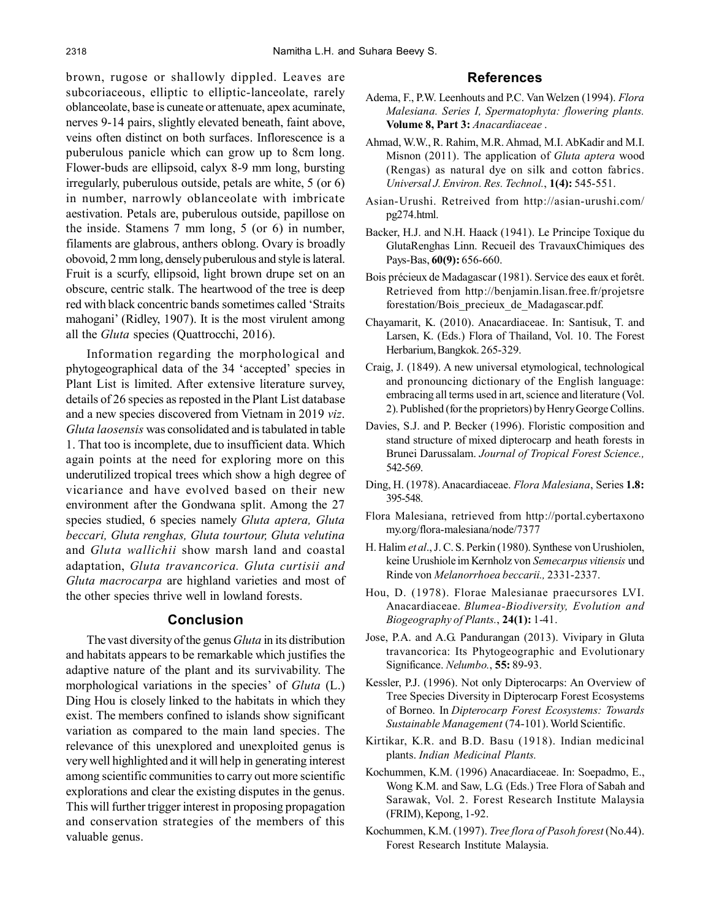brown, rugose or shallowly dippled. Leaves are subcoriaceous, elliptic to elliptic-lanceolate, rarely oblanceolate, base is cuneate or attenuate, apex acuminate, nerves 9-14 pairs, slightly elevated beneath, faint above, veins often distinct on both surfaces. Inflorescence is a puberulous panicle which can grow up to 8cm long. Flower-buds are ellipsoid, calyx 8-9 mm long, bursting irregularly, puberulous outside, petals are white, 5 (or 6) in number, narrowly oblanceolate with imbricate aestivation. Petals are, puberulous outside, papillose on the inside. Stamens 7 mm long, 5 (or 6) in number, filaments are glabrous, anthers oblong. Ovary is broadly obovoid, 2 mm long, densely puberulous and style is lateral. Fruit is a scurfy, ellipsoid, light brown drupe set on an obscure, centric stalk. The heartwood of the tree is deep red with black concentric bands sometimes called 'Straits mahogani' (Ridley, 1907). It is the most virulent among all the *Gluta* species (Quattrocchi, 2016).

Information regarding the morphological and phytogeographical data of the 34 'accepted' species in Plant List is limited. After extensive literature survey, details of 26 species as reposted in the Plant List database and a new species discovered from Vietnam in 2019 *viz*. *Gluta laosensis* was consolidated and is tabulated in table 1. That too is incomplete, due to insufficient data. Which again points at the need for exploring more on this underutilized tropical trees which show a high degree of vicariance and have evolved based on their new environment after the Gondwana split. Among the 27 species studied, 6 species namely *Gluta aptera, Gluta beccari, Gluta renghas, Gluta tourtour, Gluta velutina* and *Gluta wallichii* show marsh land and coastal adaptation, *Gluta travancorica. Gluta curtisii and Gluta macrocarpa* are highland varieties and most of the other species thrive well in lowland forests.

## Conclusion

The vast diversity of the genus *Gluta* in its distribution and habitats appears to be remarkable which justifies the adaptive nature of the plant and its survivability. The morphological variations in the species' of *Gluta* (L.) Ding Hou is closely linked to the habitats in which they exist. The members confined to islands show significant variation as compared to the main land species. The relevance of this unexplored and unexploited genus is very well highlighted and it will help in generating interest among scientific communities to carry out more scientific explorations and clear the existing disputes in the genus. This will further trigger interest in proposing propagation and conservation strategies of the members of this valuable genus.

## References

Adema, F., P.W. Leenhouts and P.C. Van Welzen (1994). *Flora Malesiana. Series I, Spermatophyta: flowering plants.* **Volume 8, Part 3:** *Anacardiaceae* .

Ahmad, W.W., R. Rahim, M.R. Ahmad, M.I. AbKadir and M.I. Misnon (2011). The application of *Gluta aptera* wood (Rengas) as natural dye on silk and cotton fabrics. *Universal J. Environ. Res. Technol.*, **1(4):** 545-551.

Asian-Urushi. Retreived from http://asian-urushi.com/pg274.html.

Backer, H.J. and N.H. Haack (1941). Le Principe Toxique du GlutaRenghas Linn. Recueil des TravauxChimiques des Pays-Bas, **60(9):** 656-660.

Bois précieux de Madagascar (1981). Service des eaux et forêt. Retrieved from http://benjamin.lisan.free.fr/projetsreforestation/Bois_precieux_de_Madagascar.pdf.

Chayamarit, K. (2010). Anacardiaceae. In: Santisuk, T. and Larsen, K. (Eds.) Flora of Thailand, Vol. 10. The Forest Herbarium, Bangkok. 265-329.

Craig, J. (1849). A new universal etymological, technological and pronouncing dictionary of the English language: embracing all terms used in art, science and literature (Vol. 2). Published (for the proprietors) by Henry George Collins.

Davies, S.J. and P. Becker (1996). Floristic composition and stand structure of mixed dipterocarp and heath forests in Brunei Darussalam. *Journal of Tropical Forest Science.,* 542-569.

Ding, H. (1978). Anacardiaceae. *Flora Malesiana*, Series **1.8:** 395-548.

Flora Malesiana, retrieved from http://portal.cybertaxonomy.org/flora-malesiana/node/7377

H. Halim *et al*., J. C. S. Perkin (1980). Synthese von Urushiolen, keine Urushiole im Kernholz von *Semecarpus vitiensis* und Rinde von *Melanorrhoea beccarii.,* 2331-2337.

Hou, D. (1978). Florae Malesianae praecursores LVI. Anacardiaceae. *Blumea-Biodiversity, Evolution and Biogeography of Plants.*, **24(1):** 1-41.

Jose, P.A. and A.G. Pandurangan (2013). Vivipary in Gluta travancorica: Its Phytogeographic and Evolutionary Significance. *Nelumbo.*, **55:** 89-93.

Kessler, P.J. (1996). Not only Dipterocarps: An Overview of Tree Species Diversity in Dipterocarp Forest Ecosystems of Borneo. In *Dipterocarp Forest Ecosystems: Towards Sustainable Management* (74-101). World Scientific.

Kirtikar, K.R. and B.D. Basu (1918). Indian medicinal plants. *Indian Medicinal Plants.*

Kochummen, K.M. (1996) Anacardiaceae. In: Soepadmo, E., Wong K.M. and Saw, L.G. (Eds.) Tree Flora of Sabah and Sarawak, Vol. 2. Forest Research Institute Malaysia (FRIM), Kepong, 1-92.

Kochummen, K.M. (1997). *Tree flora of Pasoh forest* (No.44). Forest Research Institute Malaysia.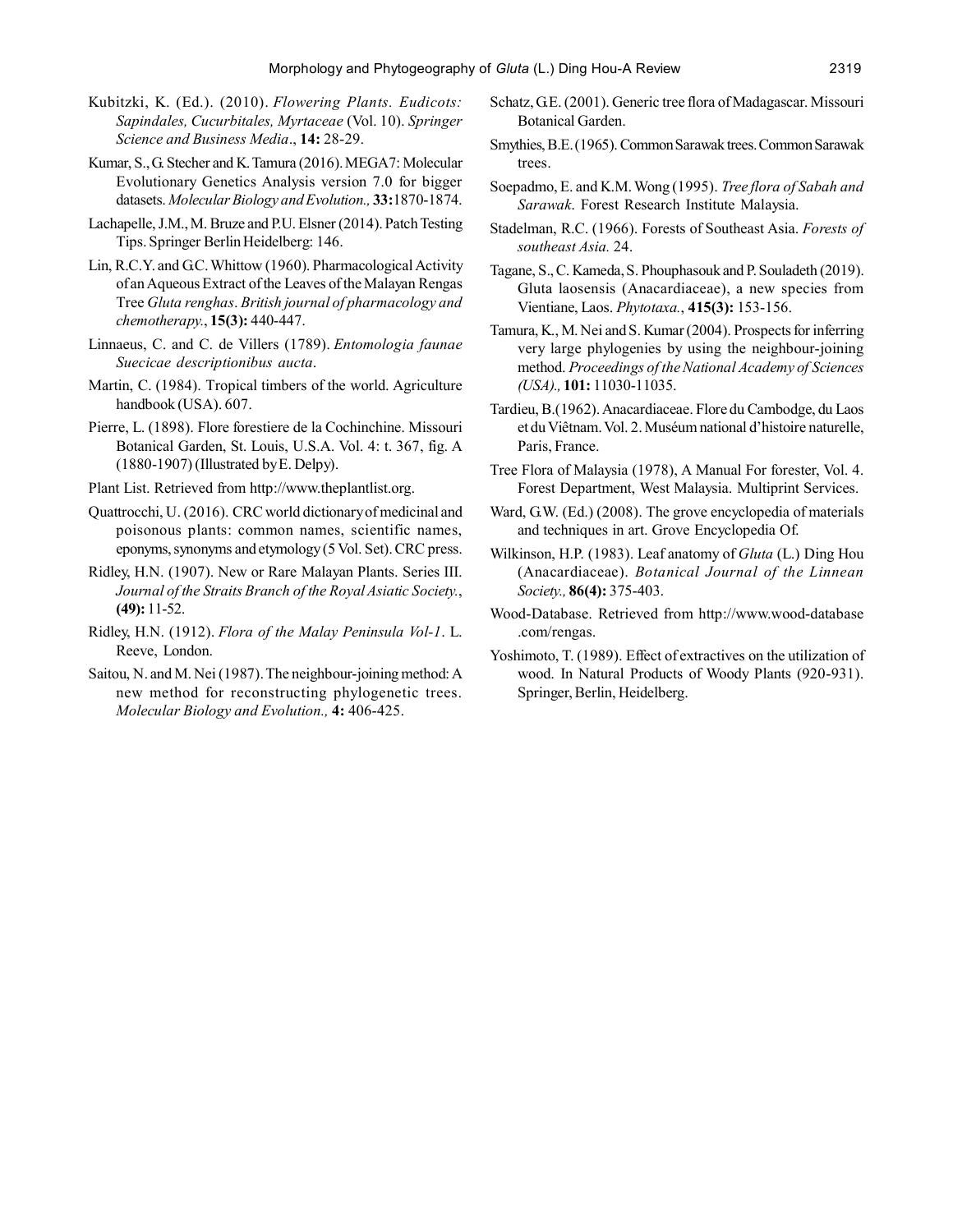Kubitzki, K. (Ed.). (2010). *Flowering Plants. Eudicots: Sapindales, Cucurbitales, Myrtaceae* (Vol. 10). *Springer Science and Business Media*., **14:** 28-29.

Kumar, S., G. Stecher and K. Tamura (2016). MEGA7: Molecular Evolutionary Genetics Analysis version 7.0 for bigger datasets. *Molecular Biology and Evolution.,* **33:**1870-1874.

Lachapelle, J.M., M. Bruze and P.U. Elsner (2014). Patch Testing Tips. Springer Berlin Heidelberg: 146.

Lin, R.C.Y. and G.C. Whittow (1960). Pharmacological Activity of an Aqueous Extract of the Leaves of the Malayan Rengas Tree *Gluta renghas*. *British journal of pharmacology and chemotherapy.*, **15(3):** 440-447.

Linnaeus, C. and C. de Villers (1789). *Entomologia faunae Suecicae descriptionibus aucta*.

Martin, C. (1984). Tropical timbers of the world. Agriculture handbook (USA). 607.

Pierre, L. (1898). Flore forestiere de la Cochinchine. Missouri Botanical Garden, St. Louis, U.S.A. Vol. 4: t. 367, fig. A (1880-1907) (Illustrated by E. Delpy).

Plant List. Retrieved from http://www.theplantlist.org.

Quattrocchi, U. (2016). CRC world dictionary of medicinal and poisonous plants: common names, scientific names, eponyms, synonyms and etymology (5 Vol. Set). CRC press.

Ridley, H.N. (1907). New or Rare Malayan Plants. Series III. *Journal of the Straits Branch of the Royal Asiatic Society.*, **(49):** 11-52.

Ridley, H.N. (1912). *Flora of the Malay Peninsula Vol-1*. L. Reeve, London.

Saitou, N. and M. Nei (1987). The neighbour-joining method: A new method for reconstructing phylogenetic trees. *Molecular Biology and Evolution.,* **4:** 406-425.

Schatz, G.E. (2001). Generic tree flora of Madagascar. Missouri Botanical Garden.

Smythies, B.E. (1965). Common Sarawak trees. Common Sarawak trees.

Soepadmo, E. and K.M. Wong (1995). *Tree flora of Sabah and Sarawak*. Forest Research Institute Malaysia.

Stadelman, R.C. (1966). Forests of Southeast Asia. *Forests of southeast Asia.* 24.

Tagane, S., C. Kameda, S. Phouphasouk and P. Souladeth (2019). Gluta laosensis (Anacardiaceae), a new species from Vientiane, Laos. *Phytotaxa.*, **415(3):** 153-156.

Tamura, K., M. Nei and S. Kumar (2004). Prospects for inferring very large phylogenies by using the neighbour-joining method. *Proceedings of the National Academy of Sciences (USA).,* **101:** 11030-11035.

Tardieu, B.(1962). Anacardiaceae. Flore du Cambodge, du Laos et du Viêtnam. Vol. 2. Muséum national d'histoire naturelle, Paris, France.

Tree Flora of Malaysia (1978), A Manual For forester, Vol. 4. Forest Department, West Malaysia. Multiprint Services.

Ward, G.W. (Ed.) (2008). The grove encyclopedia of materials and techniques in art. Grove Encyclopedia Of.

Wilkinson, H.P. (1983). Leaf anatomy of *Gluta* (L.) Ding Hou (Anacardiaceae). *Botanical Journal of the Linnean Society.,* **86(4):** 375-403.

Wood-Database. Retrieved from http://www.wood-database .com/rengas.

Yoshimoto, T. (1989). Effect of extractives on the utilization of wood. In Natural Products of Woody Plants (920-931). Springer, Berlin, Heidelberg.